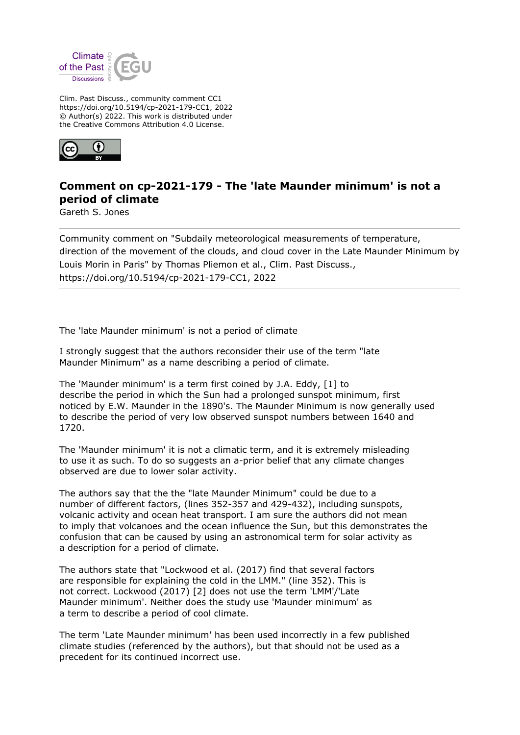Clim. Past Discuss., community comment CC1
https://doi.org/10.5194/cp-2021-179-CC1, 2022
© Author(s) 2022. This work is distributed under
the Creative Commons Attribution 4.0 License.

# Comment on cp-2021-179 - The 'late Maunder minimum' is not a period of climate

Gareth S. Jones

Community comment on "Subdaily meteorological measurements of temperature, direction of the movement of the clouds, and cloud cover in the Late Maunder Minimum by Louis Morin in Paris" by Thomas Pliemon et al., Clim. Past Discuss., https://doi.org/10.5194/cp-2021-179-CC1, 2022

The 'late Maunder minimum' is not a period of climate

I strongly suggest that the authors reconsider their use of the term "late Maunder Minimum" as a name describing a period of climate.

The 'Maunder minimum' is a term first coined by J.A. Eddy, [1] to describe the period in which the Sun had a prolonged sunspot minimum, first noticed by E.W. Maunder in the 1890's. The Maunder Minimum is now generally used to describe the period of very low observed sunspot numbers between 1640 and 1720.

The 'Maunder minimum' it is not a climatic term, and it is extremely misleading to use it as such. To do so suggests an a-prior belief that any climate changes observed are due to lower solar activity.

The authors say that the the "late Maunder Minimum" could be due to a number of different factors, (lines 352-357 and 429-432), including sunspots, volcanic activity and ocean heat transport. I am sure the authors did not mean to imply that volcanoes and the ocean influence the Sun, but this demonstrates the confusion that can be caused by using an astronomical term for solar activity as a description for a period of climate.

The authors state that "Lockwood et al. (2017) find that several factors are responsible for explaining the cold in the LMM." (line 352). This is not correct. Lockwood (2017) [2] does not use the term 'LMM'/'Late Maunder minimum'. Neither does the study use 'Maunder minimum' as a term to describe a period of cool climate.

The term 'Late Maunder minimum' has been used incorrectly in a few published climate studies (referenced by the authors), but that should not be used as a precedent for its continued incorrect use.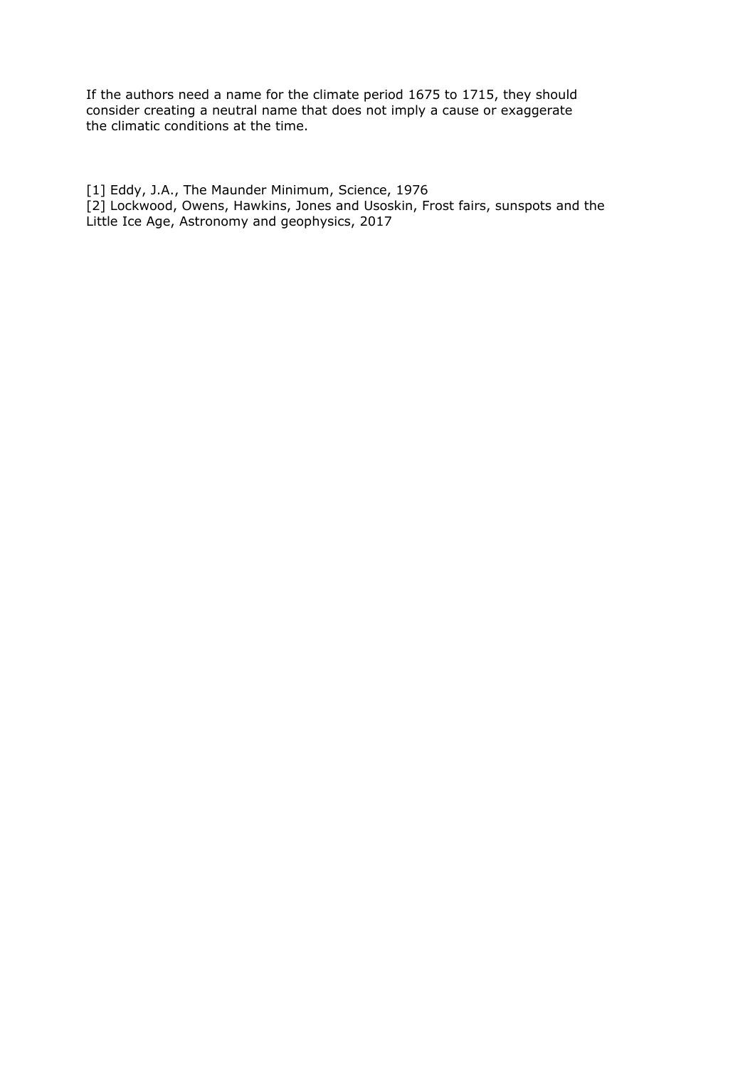If the authors need a name for the climate period 1675 to 1715, they should consider creating a neutral name that does not imply a cause or exaggerate the climatic conditions at the time.

[1] Eddy, J.A., The Maunder Minimum, Science, 1976

[2] Lockwood, Owens, Hawkins, Jones and Usoskin, Frost fairs, sunspots and the Little Ice Age, Astronomy and geophysics, 2017